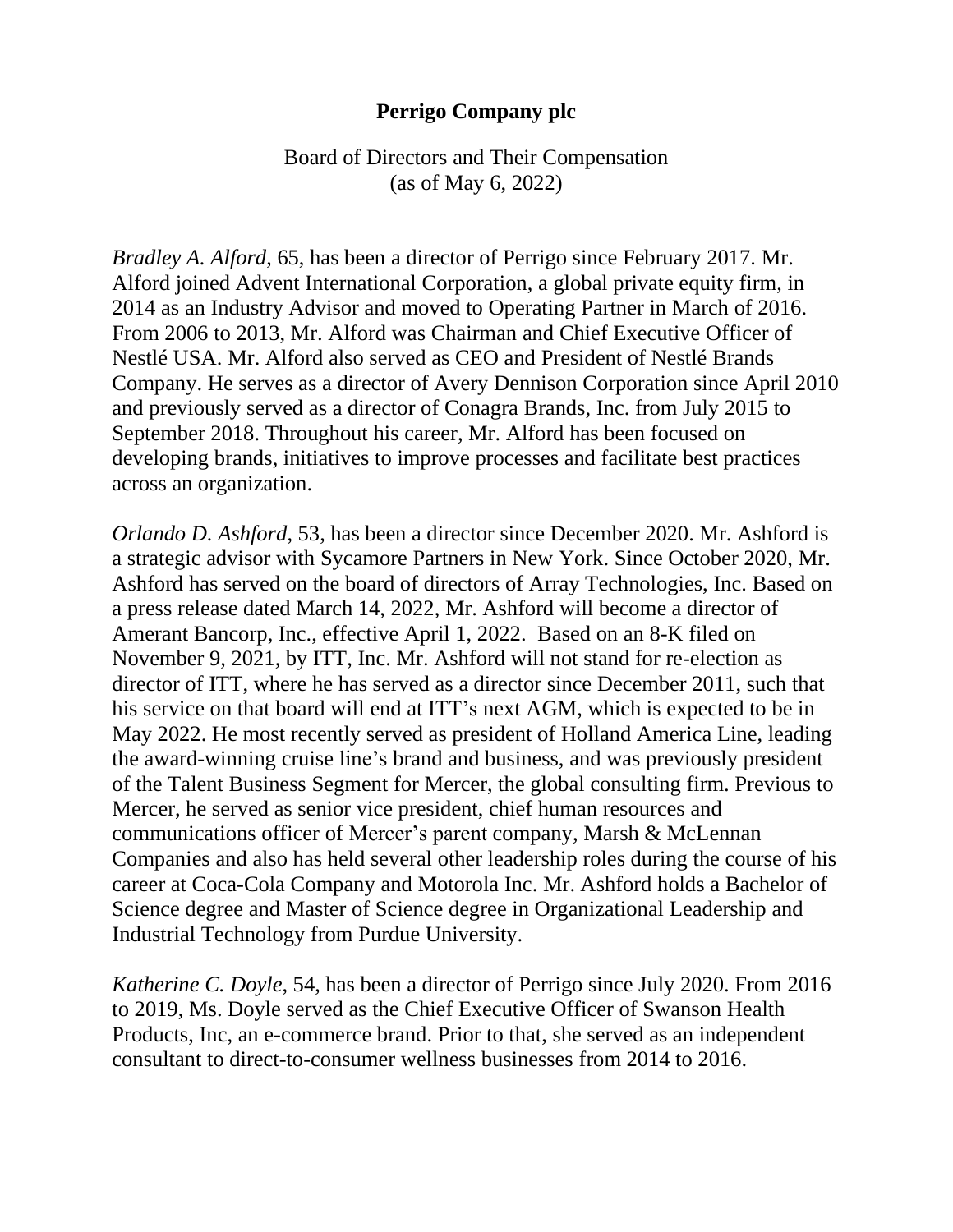# Perrigo Company plc

Board of Directors and Their Compensation
(as of May 6, 2022)

*Bradley A. Alford*, 65, has been a director of Perrigo since February 2017. Mr. Alford joined Advent International Corporation, a global private equity firm, in 2014 as an Industry Advisor and moved to Operating Partner in March of 2016. From 2006 to 2013, Mr. Alford was Chairman and Chief Executive Officer of Nestlé USA. Mr. Alford also served as CEO and President of Nestlé Brands Company. He serves as a director of Avery Dennison Corporation since April 2010 and previously served as a director of Conagra Brands, Inc. from July 2015 to September 2018. Throughout his career, Mr. Alford has been focused on developing brands, initiatives to improve processes and facilitate best practices across an organization.

*Orlando D. Ashford*, 53, has been a director since December 2020. Mr. Ashford is a strategic advisor with Sycamore Partners in New York. Since October 2020, Mr. Ashford has served on the board of directors of Array Technologies, Inc. Based on a press release dated March 14, 2022, Mr. Ashford will become a director of Amerant Bancorp, Inc., effective April 1, 2022. Based on an 8-K filed on November 9, 2021, by ITT, Inc. Mr. Ashford will not stand for re-election as director of ITT, where he has served as a director since December 2011, such that his service on that board will end at ITT's next AGM, which is expected to be in May 2022. He most recently served as president of Holland America Line, leading the award-winning cruise line's brand and business, and was previously president of the Talent Business Segment for Mercer, the global consulting firm. Previous to Mercer, he served as senior vice president, chief human resources and communications officer of Mercer's parent company, Marsh & McLennan Companies and also has held several other leadership roles during the course of his career at Coca-Cola Company and Motorola Inc. Mr. Ashford holds a Bachelor of Science degree and Master of Science degree in Organizational Leadership and Industrial Technology from Purdue University.

*Katherine C. Doyle*, 54, has been a director of Perrigo since July 2020. From 2016 to 2019, Ms. Doyle served as the Chief Executive Officer of Swanson Health Products, Inc, an e-commerce brand. Prior to that, she served as an independent consultant to direct-to-consumer wellness businesses from 2014 to 2016.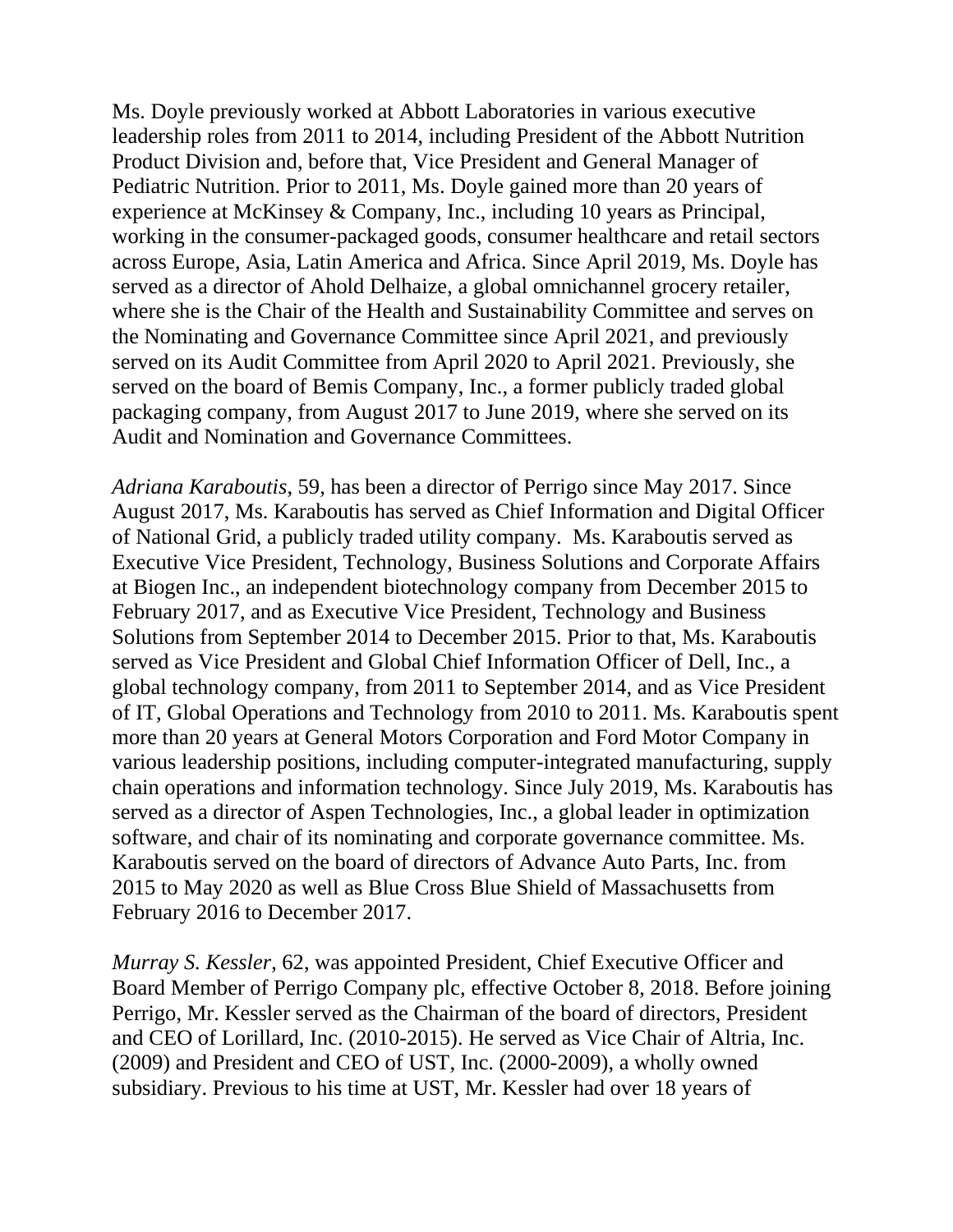Ms. Doyle previously worked at Abbott Laboratories in various executive leadership roles from 2011 to 2014, including President of the Abbott Nutrition Product Division and, before that, Vice President and General Manager of Pediatric Nutrition. Prior to 2011, Ms. Doyle gained more than 20 years of experience at McKinsey & Company, Inc., including 10 years as Principal, working in the consumer-packaged goods, consumer healthcare and retail sectors across Europe, Asia, Latin America and Africa. Since April 2019, Ms. Doyle has served as a director of Ahold Delhaize, a global omnichannel grocery retailer, where she is the Chair of the Health and Sustainability Committee and serves on the Nominating and Governance Committee since April 2021, and previously served on its Audit Committee from April 2020 to April 2021. Previously, she served on the board of Bemis Company, Inc., a former publicly traded global packaging company, from August 2017 to June 2019, where she served on its Audit and Nomination and Governance Committees.

*Adriana Karaboutis*, 59, has been a director of Perrigo since May 2017. Since August 2017, Ms. Karaboutis has served as Chief Information and Digital Officer of National Grid, a publicly traded utility company. Ms. Karaboutis served as Executive Vice President, Technology, Business Solutions and Corporate Affairs at Biogen Inc., an independent biotechnology company from December 2015 to February 2017, and as Executive Vice President, Technology and Business Solutions from September 2014 to December 2015. Prior to that, Ms. Karaboutis served as Vice President and Global Chief Information Officer of Dell, Inc., a global technology company, from 2011 to September 2014, and as Vice President of IT, Global Operations and Technology from 2010 to 2011. Ms. Karaboutis spent more than 20 years at General Motors Corporation and Ford Motor Company in various leadership positions, including computer-integrated manufacturing, supply chain operations and information technology. Since July 2019, Ms. Karaboutis has served as a director of Aspen Technologies, Inc., a global leader in optimization software, and chair of its nominating and corporate governance committee. Ms. Karaboutis served on the board of directors of Advance Auto Parts, Inc. from 2015 to May 2020 as well as Blue Cross Blue Shield of Massachusetts from February 2016 to December 2017.

*Murray S. Kessler*, 62, was appointed President, Chief Executive Officer and Board Member of Perrigo Company plc, effective October 8, 2018. Before joining Perrigo, Mr. Kessler served as the Chairman of the board of directors, President and CEO of Lorillard, Inc. (2010-2015). He served as Vice Chair of Altria, Inc. (2009) and President and CEO of UST, Inc. (2000-2009), a wholly owned subsidiary. Previous to his time at UST, Mr. Kessler had over 18 years of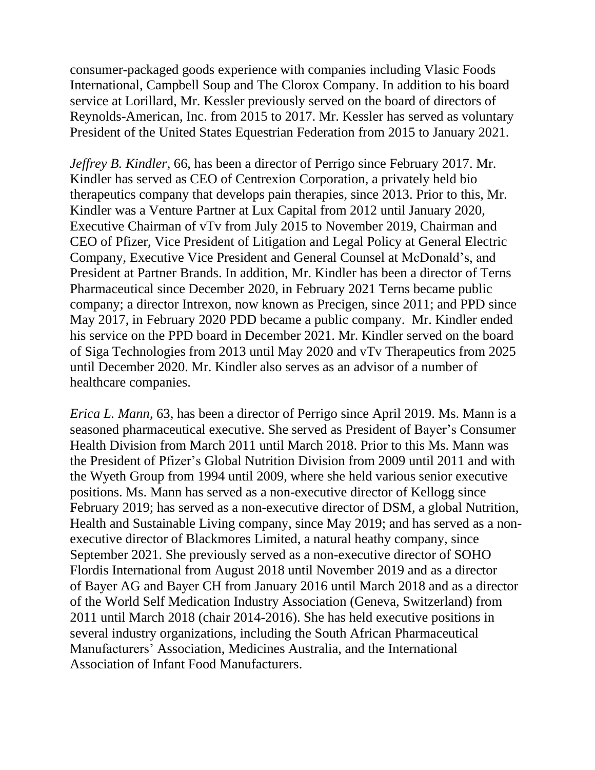consumer-packaged goods experience with companies including Vlasic Foods International, Campbell Soup and The Clorox Company. In addition to his board service at Lorillard, Mr. Kessler previously served on the board of directors of Reynolds-American, Inc. from 2015 to 2017. Mr. Kessler has served as voluntary President of the United States Equestrian Federation from 2015 to January 2021.

*Jeffrey B. Kindler*, 66, has been a director of Perrigo since February 2017. Mr. Kindler has served as CEO of Centrexion Corporation, a privately held bio therapeutics company that develops pain therapies, since 2013. Prior to this, Mr. Kindler was a Venture Partner at Lux Capital from 2012 until January 2020, Executive Chairman of vTv from July 2015 to November 2019, Chairman and CEO of Pfizer, Vice President of Litigation and Legal Policy at General Electric Company, Executive Vice President and General Counsel at McDonald's, and President at Partner Brands. In addition, Mr. Kindler has been a director of Terns Pharmaceutical since December 2020, in February 2021 Terns became public company; a director Intrexon, now known as Precigen, since 2011; and PPD since May 2017, in February 2020 PDD became a public company. Mr. Kindler ended his service on the PPD board in December 2021. Mr. Kindler served on the board of Siga Technologies from 2013 until May 2020 and vTv Therapeutics from 2025 until December 2020. Mr. Kindler also serves as an advisor of a number of healthcare companies.

*Erica L. Mann*, 63, has been a director of Perrigo since April 2019. Ms. Mann is a seasoned pharmaceutical executive. She served as President of Bayer's Consumer Health Division from March 2011 until March 2018. Prior to this Ms. Mann was the President of Pfizer's Global Nutrition Division from 2009 until 2011 and with the Wyeth Group from 1994 until 2009, where she held various senior executive positions. Ms. Mann has served as a non-executive director of Kellogg since February 2019; has served as a non-executive director of DSM, a global Nutrition, Health and Sustainable Living company, since May 2019; and has served as a non-executive director of Blackmores Limited, a natural heathy company, since September 2021. She previously served as a non-executive director of SOHO Flordis International from August 2018 until November 2019 and as a director of Bayer AG and Bayer CH from January 2016 until March 2018 and as a director of the World Self Medication Industry Association (Geneva, Switzerland) from 2011 until March 2018 (chair 2014-2016). She has held executive positions in several industry organizations, including the South African Pharmaceutical Manufacturers' Association, Medicines Australia, and the International Association of Infant Food Manufacturers.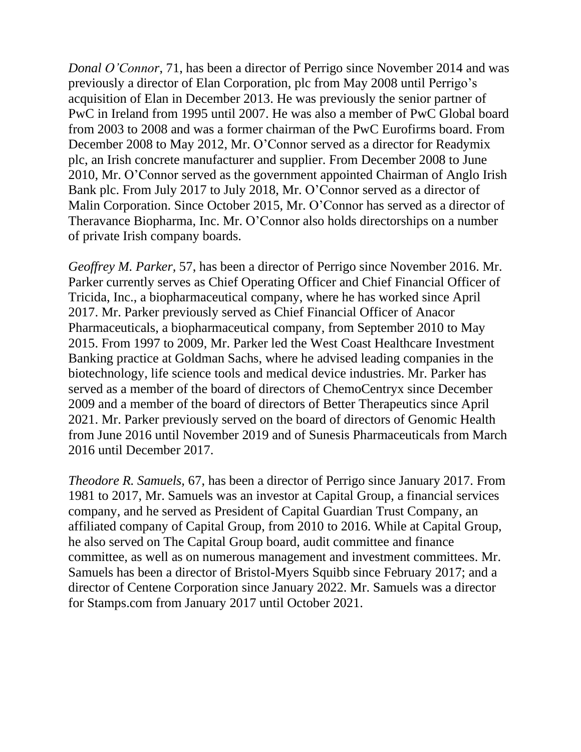*Donal O'Connor*, 71, has been a director of Perrigo since November 2014 and was previously a director of Elan Corporation, plc from May 2008 until Perrigo's acquisition of Elan in December 2013. He was previously the senior partner of PwC in Ireland from 1995 until 2007. He was also a member of PwC Global board from 2003 to 2008 and was a former chairman of the PwC Eurofirms board. From December 2008 to May 2012, Mr. O'Connor served as a director for Readymix plc, an Irish concrete manufacturer and supplier. From December 2008 to June 2010, Mr. O'Connor served as the government appointed Chairman of Anglo Irish Bank plc. From July 2017 to July 2018, Mr. O'Connor served as a director of Malin Corporation. Since October 2015, Mr. O'Connor has served as a director of Theravance Biopharma, Inc. Mr. O'Connor also holds directorships on a number of private Irish company boards.

*Geoffrey M. Parker*, 57, has been a director of Perrigo since November 2016. Mr. Parker currently serves as Chief Operating Officer and Chief Financial Officer of Tricida, Inc., a biopharmaceutical company, where he has worked since April 2017. Mr. Parker previously served as Chief Financial Officer of Anacor Pharmaceuticals, a biopharmaceutical company, from September 2010 to May 2015. From 1997 to 2009, Mr. Parker led the West Coast Healthcare Investment Banking practice at Goldman Sachs, where he advised leading companies in the biotechnology, life science tools and medical device industries. Mr. Parker has served as a member of the board of directors of ChemoCentryx since December 2009 and a member of the board of directors of Better Therapeutics since April 2021. Mr. Parker previously served on the board of directors of Genomic Health from June 2016 until November 2019 and of Sunesis Pharmaceuticals from March 2016 until December 2017.

*Theodore R. Samuels*, 67, has been a director of Perrigo since January 2017. From 1981 to 2017, Mr. Samuels was an investor at Capital Group, a financial services company, and he served as President of Capital Guardian Trust Company, an affiliated company of Capital Group, from 2010 to 2016. While at Capital Group, he also served on The Capital Group board, audit committee and finance committee, as well as on numerous management and investment committees. Mr. Samuels has been a director of Bristol-Myers Squibb since February 2017; and a director of Centene Corporation since January 2022. Mr. Samuels was a director for Stamps.com from January 2017 until October 2021.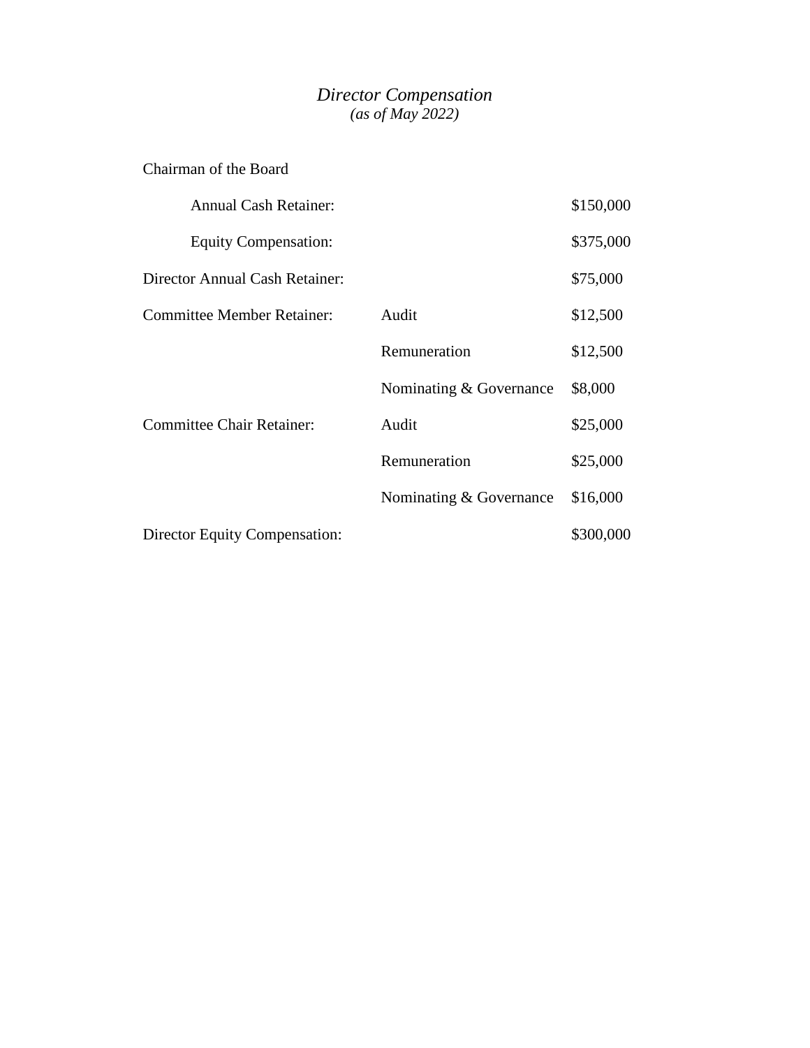*Director Compensation*
*(as of May 2022)*

| | | |
|---|---|---|
| Chairman of the Board | | |
| Annual Cash Retainer: | | $150,000 |
| Equity Compensation: | | $375,000 |
| Director Annual Cash Retainer: | | $75,000 |
| Committee Member Retainer: | Audit | $12,500 |
| | Remuneration | $12,500 |
| | Nominating & Governance | $8,000 |
| Committee Chair Retainer: | Audit | $25,000 |
| | Remuneration | $25,000 |
| | Nominating & Governance | $16,000 |
| Director Equity Compensation: | | $300,000 |